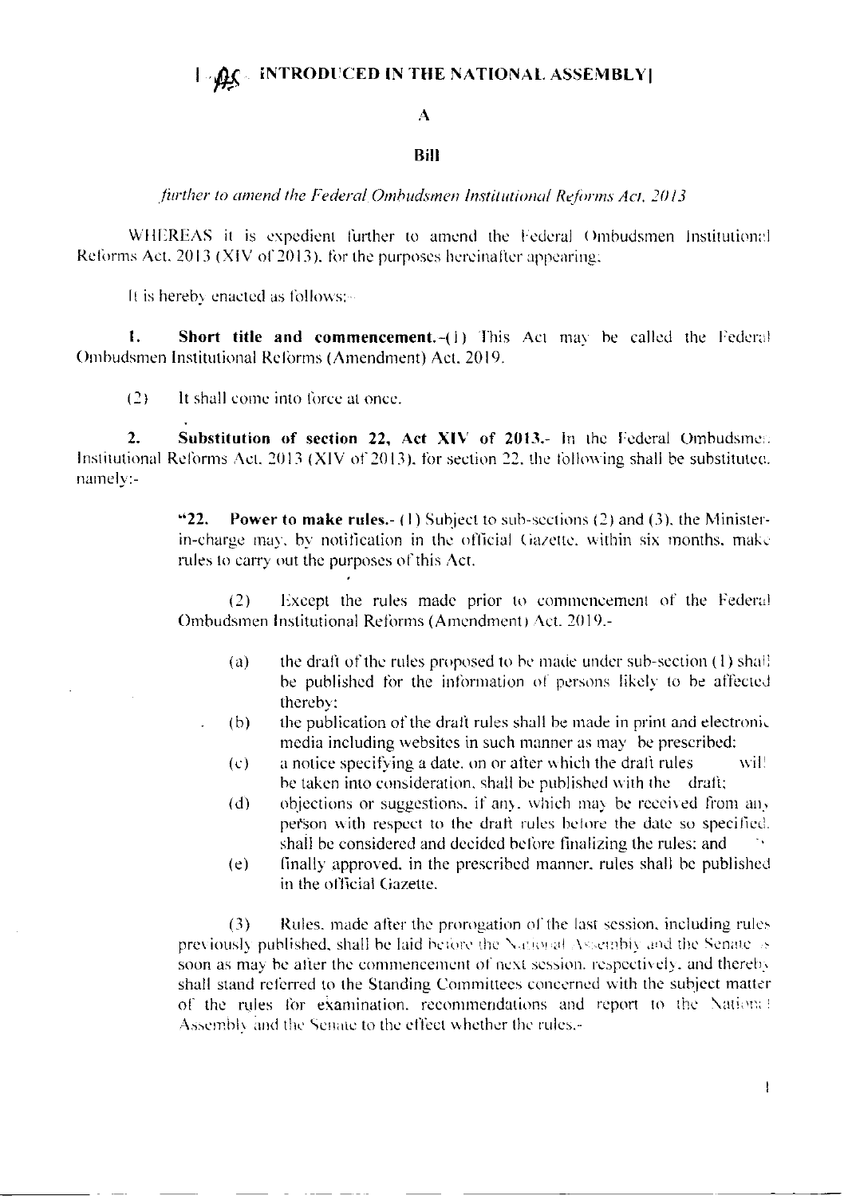# [ AS INTRODUCED IN THE NATIONAL ASSEMBLY]

## A

## Bill

*further to amend the Federal Ombudsmen Institutional Reforms Act, 2013*

WHEREAS it is expedient further to amend the Federal Ombudsmen Institutional Reforms Act, 2013 (XIV of 2013), for the purposes hereinafter appearing;

It is hereby enacted as follows:-

**1. Short title and commencement.**-(1) This Act may be called the Federal Ombudsmen Institutional Reforms (Amendment) Act, 2019.

(2) It shall come into force at once.

**2. Substitution of section 22, Act XIV of 2013.**- In the Federal Ombudsmen Institutional Reforms Act, 2013 (XIV of 2013), for section 22, the following shall be substituted, namely:-

> "**22. Power to make rules.**- (1) Subject to sub-sections (2) and (3), the Minister-in-charge may, by notification in the official Gazette, within six months, make rules to carry out the purposes of this Act.
>
> (2) Except the rules made prior to commencement of the Federal Ombudsmen Institutional Reforms (Amendment) Act, 2019.-
>
> (a) the draft of the rules proposed to be made under sub-section (1) shall be published for the information of persons likely to be affected thereby;
>
> (b) the publication of the draft rules shall be made in print and electronic media including websites in such manner as may be prescribed;
>
> (c) a notice specifying a date, on or after which the draft rules will be taken into consideration, shall be published with the draft;
>
> (d) objections or suggestions, if any, which may be received from any person with respect to the draft rules before the date so specified, shall be considered and decided before finalizing the rules; and
>
> (e) finally approved, in the prescribed manner, rules shall be published in the official Gazette.
>
> (3) Rules, made after the prorogation of the last session, including rules previously published, shall be laid before the National Assembly and the Senate as soon as may be after the commencement of next session, respectively, and thereby shall stand referred to the Standing Committees concerned with the subject matter of the rules for examination, recommendations and report to the National Assembly and the Senate to the effect whether the rules,-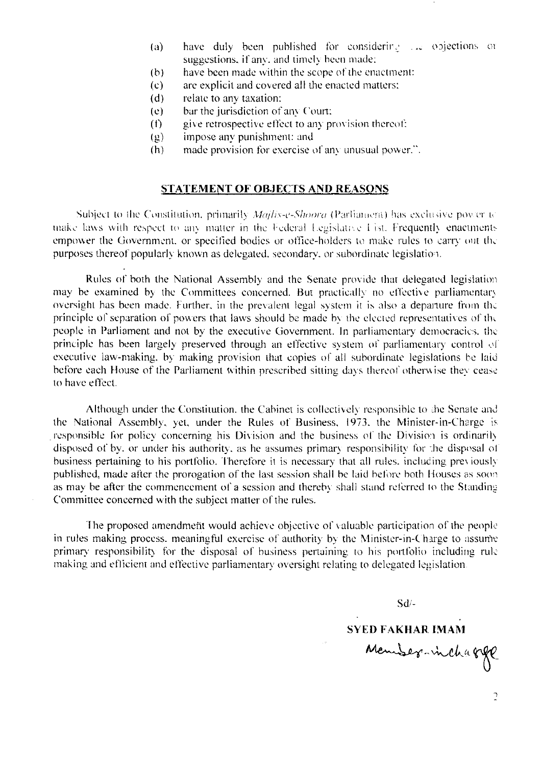(a) have duly been published for considering the objections or suggestions, if any, and timely been made;
(b) have been made within the scope of the enactment;
(c) are explicit and covered all the enacted matters;
(d) relate to any taxation;
(e) bar the jurisdiction of any Court;
(f) give retrospective effect to any provision thereof;
(g) impose any punishment; and
(h) made provision for exercise of any unusual power.".

## STATEMENT OF OBJECTS AND REASONS

Subject to the Constitution, primarily *Majlis-e-Shoora* (Parliament) has exclusive power to make laws with respect to any matter in the Federal Legislative List. Frequently enactments empower the Government, or specified bodies or office-holders to make rules to carry out the purposes thereof popularly known as delegated, secondary, or subordinate legislation.

Rules of both the National Assembly and the Senate provide that delegated legislation may be examined by the Committees concerned. But practically no effective parliamentary oversight has been made. Further, in the prevalent legal system it is also a departure from the principle of separation of powers that laws should be made by the elected representatives of the people in Parliament and not by the executive Government. In parliamentary democracies, the principle has been largely preserved through an effective system of parliamentary control of executive law-making, by making provision that copies of all subordinate legislations be laid before each House of the Parliament within prescribed sitting days thereof otherwise they cease to have effect.

Although under the Constitution, the Cabinet is collectively responsible to the Senate and the National Assembly, yet, under the Rules of Business, 1973, the Minister-in-Charge is responsible for policy concerning his Division and the business of the Division is ordinarily disposed of by, or under his authority, as he assumes primary responsibility for the disposal of business pertaining to his portfolio. Therefore it is necessary that all rules, including previously published, made after the prorogation of the last session shall be laid before both Houses as soon as may be after the commencement of a session and thereby shall stand referred to the Standing Committee concerned with the subject matter of the rules.

The proposed amendment would achieve objective of valuable participation of the people in rules making process, meaningful exercise of authority by the Minister-in-Charge to assume primary responsibility for the disposal of business pertaining to his portfolio including rule making and efficient and effective parliamentary oversight relating to delegated legislation.

Sd/-

**SYED FAKHAR IMAM**

Member-in-charge